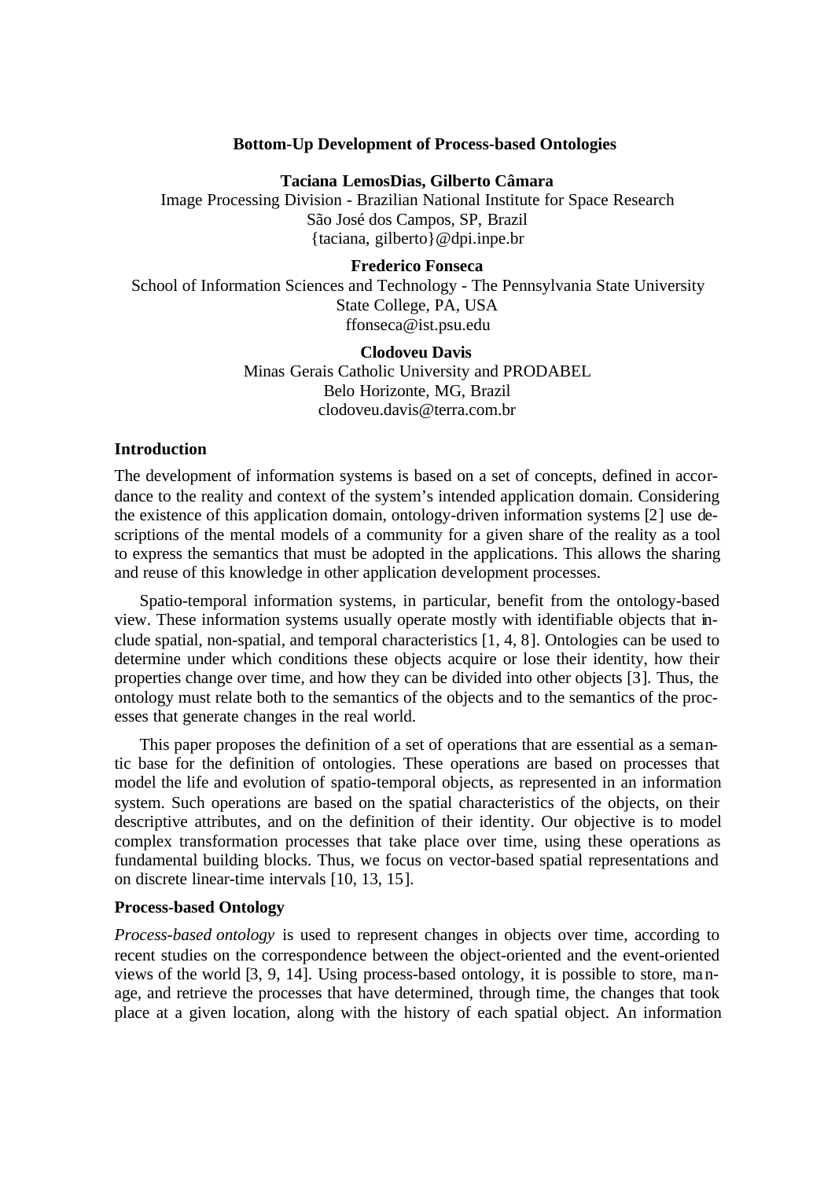# Bottom-Up Development of Process-based Ontologies

**Taciana LemosDias, Gilberto Câmara**
Image Processing Division - Brazilian National Institute for Space Research
São José dos Campos, SP, Brazil
{taciana, gilberto}@dpi.inpe.br

**Frederico Fonseca**
School of Information Sciences and Technology - The Pennsylvania State University
State College, PA, USA
ffonseca@ist.psu.edu

**Clodoveu Davis**
Minas Gerais Catholic University and PRODABEL
Belo Horizonte, MG, Brazil
clodoveu.davis@terra.com.br

## Introduction

The development of information systems is based on a set of concepts, defined in accordance to the reality and context of the system's intended application domain. Considering the existence of this application domain, ontology-driven information systems [2] use descriptions of the mental models of a community for a given share of the reality as a tool to express the semantics that must be adopted in the applications. This allows the sharing and reuse of this knowledge in other application development processes.

Spatio-temporal information systems, in particular, benefit from the ontology-based view. These information systems usually operate mostly with identifiable objects that include spatial, non-spatial, and temporal characteristics [1, 4, 8]. Ontologies can be used to determine under which conditions these objects acquire or lose their identity, how their properties change over time, and how they can be divided into other objects [3]. Thus, the ontology must relate both to the semantics of the objects and to the semantics of the processes that generate changes in the real world.

This paper proposes the definition of a set of operations that are essential as a semantic base for the definition of ontologies. These operations are based on processes that model the life and evolution of spatio-temporal objects, as represented in an information system. Such operations are based on the spatial characteristics of the objects, on their descriptive attributes, and on the definition of their identity. Our objective is to model complex transformation processes that take place over time, using these operations as fundamental building blocks. Thus, we focus on vector-based spatial representations and on discrete linear-time intervals [10, 13, 15].

## Process-based Ontology

*Process-based ontology* is used to represent changes in objects over time, according to recent studies on the correspondence between the object-oriented and the event-oriented views of the world [3, 9, 14]. Using process-based ontology, it is possible to store, manage, and retrieve the processes that have determined, through time, the changes that took place at a given location, along with the history of each spatial object. An information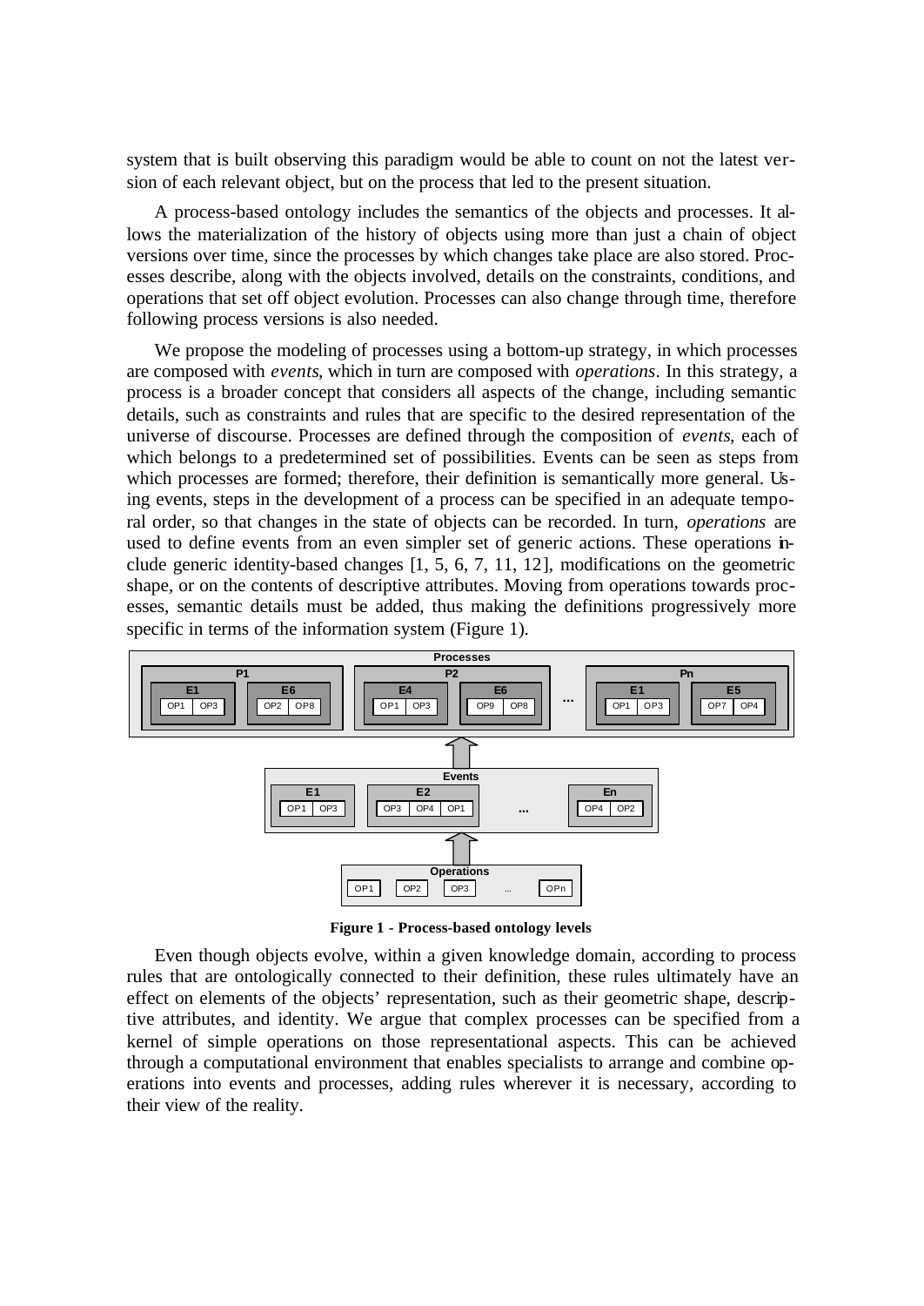system that is built observing this paradigm would be able to count on not the latest version of each relevant object, but on the process that led to the present situation.

A process-based ontology includes the semantics of the objects and processes. It allows the materialization of the history of objects using more than just a chain of object versions over time, since the processes by which changes take place are also stored. Processes describe, along with the objects involved, details on the constraints, conditions, and operations that set off object evolution. Processes can also change through time, therefore following process versions is also needed.

We propose the modeling of processes using a bottom-up strategy, in which processes are composed with *events*, which in turn are composed with *operations*. In this strategy, a process is a broader concept that considers all aspects of the change, including semantic details, such as constraints and rules that are specific to the desired representation of the universe of discourse. Processes are defined through the composition of *events*, each of which belongs to a predetermined set of possibilities. Events can be seen as steps from which processes are formed; therefore, their definition is semantically more general. Using events, steps in the development of a process can be specified in an adequate temporal order, so that changes in the state of objects can be recorded. In turn, *operations* are used to define events from an even simpler set of generic actions. These operations include generic identity-based changes [1, 5, 6, 7, 11, 12], modifications on the geometric shape, or on the contents of descriptive attributes. Moving from operations towards processes, semantic details must be added, thus making the definitions progressively more specific in terms of the information system (Figure 1).

**Figure 1 - Process-based ontology levels**

Even though objects evolve, within a given knowledge domain, according to process rules that are ontologically connected to their definition, these rules ultimately have an effect on elements of the objects' representation, such as their geometric shape, descriptive attributes, and identity. We argue that complex processes can be specified from a kernel of simple operations on those representational aspects. This can be achieved through a computational environment that enables specialists to arrange and combine operations into events and processes, adding rules wherever it is necessary, according to their view of the reality.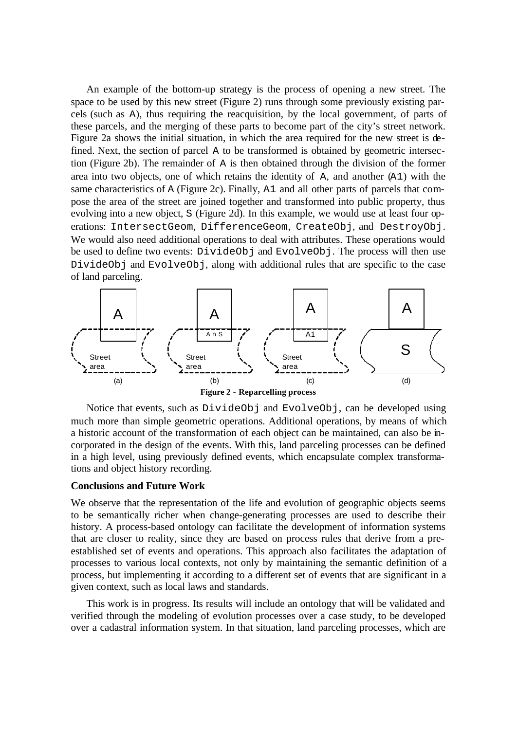An example of the bottom-up strategy is the process of opening a new street. The space to be used by this new street (Figure 2) runs through some previously existing parcels (such as `A`), thus requiring the reacquisition, by the local government, of parts of these parcels, and the merging of these parts to become part of the city's street network. Figure 2a shows the initial situation, in which the area required for the new street is defined. Next, the section of parcel `A` to be transformed is obtained by geometric intersection (Figure 2b). The remainder of `A` is then obtained through the division of the former area into two objects, one of which retains the identity of `A`, and another (`A1`) with the same characteristics of `A` (Figure 2c). Finally, `A1` and all other parts of parcels that compose the area of the street are joined together and transformed into public property, thus evolving into a new object, `S` (Figure 2d). In this example, we would use at least four operations: `IntersectGeom`, `DifferenceGeom`, `CreateObj`, and `DestroyObj`. We would also need additional operations to deal with attributes. These operations would be used to define two events: `DivideObj` and `EvolveObj`. The process will then use `DivideObj` and `EvolveObj`, along with additional rules that are specific to the case of land parceling.

**Figure 2 - Reparcelling process**

Notice that events, such as `DivideObj` and `EvolveObj`, can be developed using much more than simple geometric operations. Additional operations, by means of which a historic account of the transformation of each object can be maintained, can also be incorporated in the design of the events. With this, land parceling processes can be defined in a high level, using previously defined events, which encapsulate complex transformations and object history recording.

### Conclusions and Future Work

We observe that the representation of the life and evolution of geographic objects seems to be semantically richer when change-generating processes are used to describe their history. A process-based ontology can facilitate the development of information systems that are closer to reality, since they are based on process rules that derive from a pre-established set of events and operations. This approach also facilitates the adaptation of processes to various local contexts, not only by maintaining the semantic definition of a process, but implementing it according to a different set of events that are significant in a given context, such as local laws and standards.

This work is in progress. Its results will include an ontology that will be validated and verified through the modeling of evolution processes over a case study, to be developed over a cadastral information system. In that situation, land parceling processes, which are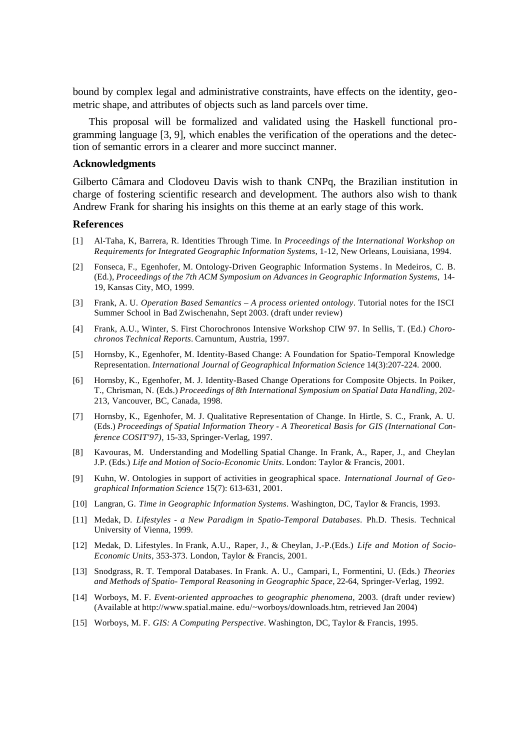bound by complex legal and administrative constraints, have effects on the identity, geometric shape, and attributes of objects such as land parcels over time.

This proposal will be formalized and validated using the Haskell functional programming language [3, 9], which enables the verification of the operations and the detection of semantic errors in a clearer and more succinct manner.

### Acknowledgments

Gilberto Câmara and Clodoveu Davis wish to thank CNPq, the Brazilian institution in charge of fostering scientific research and development. The authors also wish to thank Andrew Frank for sharing his insights on this theme at an early stage of this work.

### References

[1] Al-Taha, K, Barrera, R. Identities Through Time. In *Proceedings of the International Workshop on Requirements for Integrated Geographic Information Systems*, 1-12, New Orleans, Louisiana, 1994.

[2] Fonseca, F., Egenhofer, M. Ontology-Driven Geographic Information Systems. In Medeiros, C. B. (Ed.), *Proceedings of the 7th ACM Symposium on Advances in Geographic Information Systems*, 14-19, Kansas City, MO, 1999.

[3] Frank, A. U. *Operation Based Semantics – A process oriented ontology*. Tutorial notes for the ISCI Summer School in Bad Zwischenahn, Sept 2003. (draft under review)

[4] Frank, A.U., Winter, S. First Chorochronos Intensive Workshop CIW 97. In Sellis, T. (Ed.) *Chorochronos Technical Reports*. Carnuntum, Austria, 1997.

[5] Hornsby, K., Egenhofer, M. Identity-Based Change: A Foundation for Spatio-Temporal Knowledge Representation. *International Journal of Geographical Information Science* 14(3):207-224. 2000.

[6] Hornsby, K., Egenhofer, M. J. Identity-Based Change Operations for Composite Objects. In Poiker, T., Chrisman, N. (Eds.) *Proceedings of 8th International Symposium on Spatial Data Handling*, 202-213, Vancouver, BC, Canada, 1998.

[7] Hornsby, K., Egenhofer, M. J. Qualitative Representation of Change. In Hirtle, S. C., Frank, A. U. (Eds.) *Proceedings of Spatial Information Theory - A Theoretical Basis for GIS (International Conference COSIT'97)*, 15-33, Springer-Verlag, 1997.

[8] Kavouras, M. Understanding and Modelling Spatial Change. In Frank, A., Raper, J., and Cheylan J.P. (Eds.) *Life and Motion of Socio-Economic Units*. London: Taylor & Francis, 2001.

[9] Kuhn, W. Ontologies in support of activities in geographical space. *International Journal of Geographical Information Science* 15(7): 613-631, 2001.

[10] Langran, G. *Time in Geographic Information Systems*. Washington, DC, Taylor & Francis, 1993.

[11] Medak, D. *Lifestyles - a New Paradigm in Spatio-Temporal Databases*. Ph.D. Thesis. Technical University of Vienna, 1999.

[12] Medak, D. Lifestyles. In Frank, A.U., Raper, J., & Cheylan, J.-P.(Eds.) *Life and Motion of Socio-Economic Units*, 353-373. London, Taylor & Francis, 2001.

[13] Snodgrass, R. T. Temporal Databases. In Frank. A. U., Campari, I., Formentini, U. (Eds.) *Theories and Methods of Spatio- Temporal Reasoning in Geographic Space*, 22-64, Springer-Verlag, 1992.

[14] Worboys, M. F. *Event-oriented approaches to geographic phenomena*, 2003. (draft under review) (Available at http://www.spatial.maine. edu/~worboys/downloads.htm, retrieved Jan 2004)

[15] Worboys, M. F. *GIS: A Computing Perspective*. Washington, DC, Taylor & Francis, 1995.